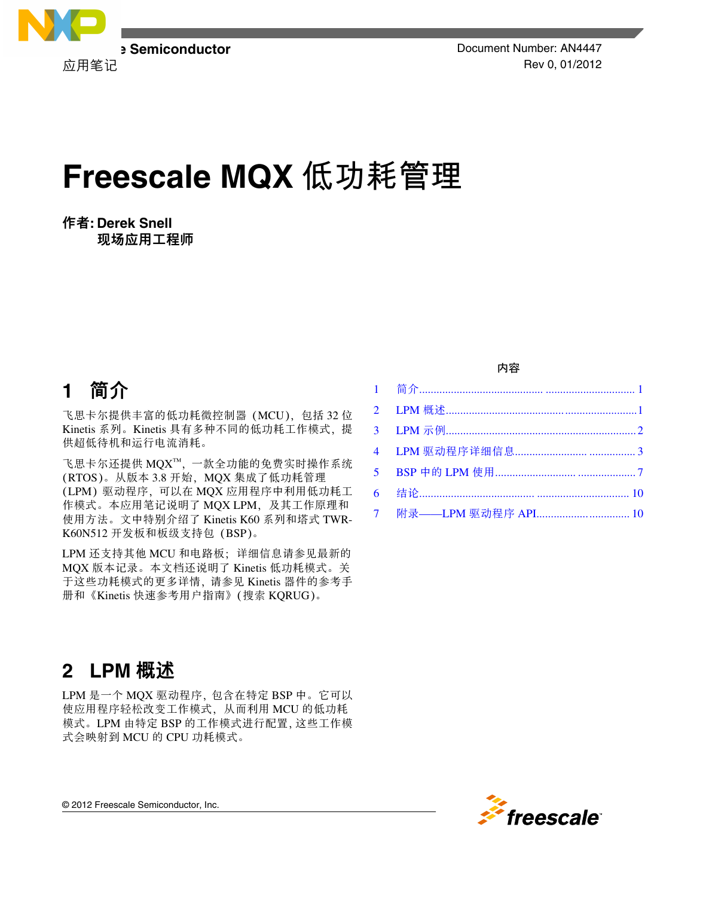Freescale Semiconductor
应用笔记

Document Number: AN4447
Rev 0, 01/2012

# Freescale MQX 低功耗管理

**作者: Derek Snell**
**现场应用工程师**

## 内容

| | | |
|---|---|---|
| 1 | 简介 | 1 |
| 2 | LPM 概述 | 1 |
| 3 | LPM 示例 | 2 |
| 4 | LPM 驱动程序详细信息 | 3 |
| 5 | BSP 中的 LPM 使用 | 7 |
| 6 | 结论 | 10 |
| 7 | 附录——LPM 驱动程序 API | 10 |

## 1 简介

飞思卡尔提供丰富的低功耗微控制器（MCU），包括 32 位 Kinetis 系列。Kinetis 具有多种不同的低功耗工作模式，提供超低待机和运行电流消耗。

飞思卡尔还提供 MQX™，一款全功能的免费实时操作系统（RTOS）。从版本 3.8 开始，MQX 集成了低功耗管理（LPM）驱动程序，可以在 MQX 应用程序中利用低功耗工作模式。本应用笔记说明了 MQX LPM，及其工作原理和使用方法。文中特别介绍了 Kinetis K60 系列和塔式 TWR-K60N512 开发板和板级支持包（BSP）。

LPM 还支持其他 MCU 和电路板；详细信息请参见最新的 MQX 版本记录。本文档还说明了 Kinetis 低功耗模式。关于这些功耗模式的更多详情，请参见 Kinetis 器件的参考手册和《Kinetis 快速参考用户指南》(搜索 KQRUG)。

## 2 LPM 概述

LPM 是一个 MQX 驱动程序，包含在特定 BSP 中。它可以使应用程序轻松改变工作模式，从而利用 MCU 的低功耗模式。LPM 由特定 BSP 的工作模式进行配置，这些工作模式会映射到 MCU 的 CPU 功耗模式。

© 2012 Freescale Semiconductor, Inc.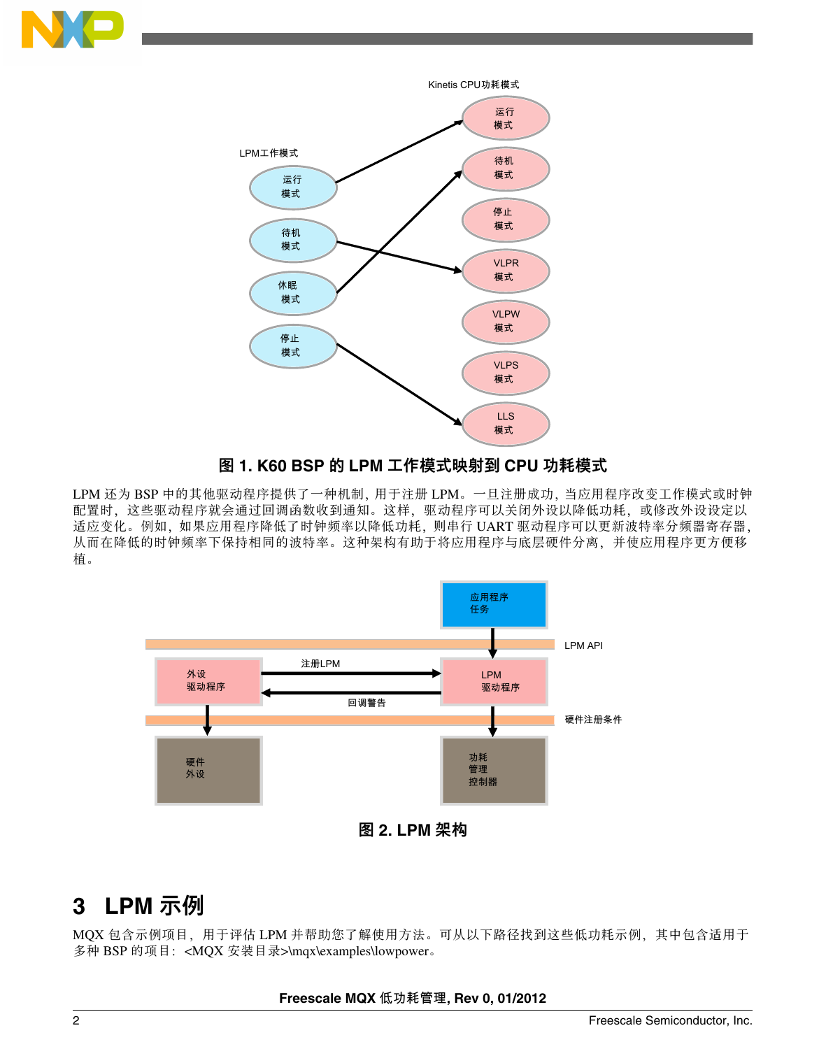Kinetis CPU功耗模式

LPM工作模式

运行模式

待机模式

休眠模式

停止模式

运行模式

待机模式

停止模式

VLPR模式

VLPW模式

VLPS模式

LLS模式

**图 1. K60 BSP 的 LPM 工作模式映射到 CPU 功耗模式**

LPM 还为 BSP 中的其他驱动程序提供了一种机制，用于注册 LPM。一旦注册成功，当应用程序改变工作模式或时钟配置时，这些驱动程序就会通过回调函数收到通知。这样，驱动程序可以关闭外设以降低功耗，或修改外设设定以适应变化。例如，如果应用程序降低了时钟频率以降低功耗，则串行 UART 驱动程序可以更新波特率分频器寄存器，从而在降低的时钟频率下保持相同的波特率。这种架构有助于将应用程序与底层硬件分离，并使应用程序更方便移植。

应用程序任务

LPM API

外设驱动程序

注册LPM

回调警告

LPM 驱动程序

硬件注册条件

硬件外设

功耗管理控制器

**图 2. LPM 架构**

## 3 LPM 示例

MQX 包含示例项目，用于评估 LPM 并帮助您了解使用方法。可从以下路径找到这些低功耗示例，其中包含适用于多种 BSP 的项目：<MQX 安装目录>\mqx\examples\lowpower。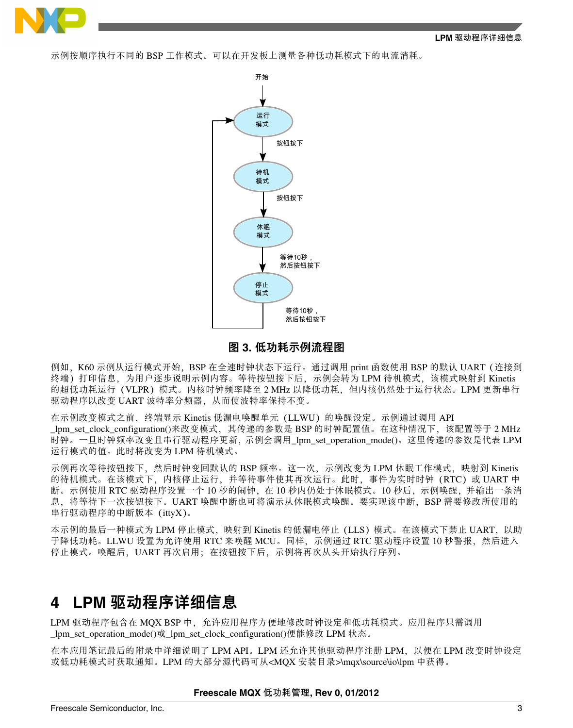示例按顺序执行不同的 BSP 工作模式。可以在开发板上测量各种低功耗模式下的电流消耗。

开始

运行模式

按钮按下

待机模式

按钮按下

休眠模式

等待10秒，然后按钮按下

停止模式

等待10秒，然后按钮按下

**图 3. 低功耗示例流程图**

例如，K60 示例从运行模式开始，BSP 在全速时钟状态下运行。通过调用 print 函数使用 BSP 的默认 UART（连接到终端）打印信息，为用户逐步说明示例内容。等待按钮按下后，示例会转为 LPM 待机模式，该模式映射到 Kinetis 的超低功耗运行（VLPR）模式。内核时钟频率降至 2 MHz 以降低功耗，但内核仍然处于运行状态。LPM 更新串行驱动程序以改变 UART 波特率分频器，从而使波特率保持不变。

在示例改变模式之前，终端显示 Kinetis 低漏电唤醒单元（LLWU）的唤醒设定。示例通过调用 API _lpm_set_clock_configuration()来改变模式，其传递的参数是 BSP 的时钟配置值。在这种情况下，该配置等于 2 MHz 时钟。一旦时钟频率改变且串行驱动程序更新，示例会调用_lpm_set_operation_mode()。这里传递的参数是代表 LPM 运行模式的值。此时将改变为 LPM 待机模式。

示例再次等待按钮按下，然后时钟变回默认的 BSP 频率。这一次，示例改变为 LPM 休眠工作模式，映射到 Kinetis 的待机模式。在该模式下，内核停止运行，并等待事件使其再次运行。此时，事件为实时时钟（RTC）或 UART 中断。示例使用 RTC 驱动程序设置一个 10 秒的闹钟，在 10 秒内仍处于休眠模式。10 秒后，示例唤醒，并输出一条消息，将等待下一次按钮按下。UART 唤醒中断也可将演示从休眠模式唤醒。要实现该中断，BSP 需要修改所使用的串行驱动程序的中断版本（ittyX）。

本示例的最后一种模式为 LPM 停止模式，映射到 Kinetis 的低漏电停止（LLS）模式。在该模式下禁止 UART，以助于降低功耗。LLWU 设置为允许使用 RTC 来唤醒 MCU。同样，示例通过 RTC 驱动程序设置 10 秒警报，然后进入停止模式。唤醒后，UART 再次启用；在按钮按下后，示例将再次从头开始执行序列。

# 4 LPM 驱动程序详细信息

LPM 驱动程序包含在 MQX BSP 中，允许应用程序方便地修改时钟设定和低功耗模式。应用程序只需调用 _lpm_set_operation_mode()或_lpm_set_clock_configuration()便能修改 LPM 状态。

在本应用笔记最后的附录中详细说明了 LPM API。LPM 还允许其他驱动程序注册 LPM，以便在 LPM 改变时钟设定或低功耗模式时获取通知。LPM 的大部分源代码可从<MQX 安装目录>\mqx\source\io\lpm 中获得。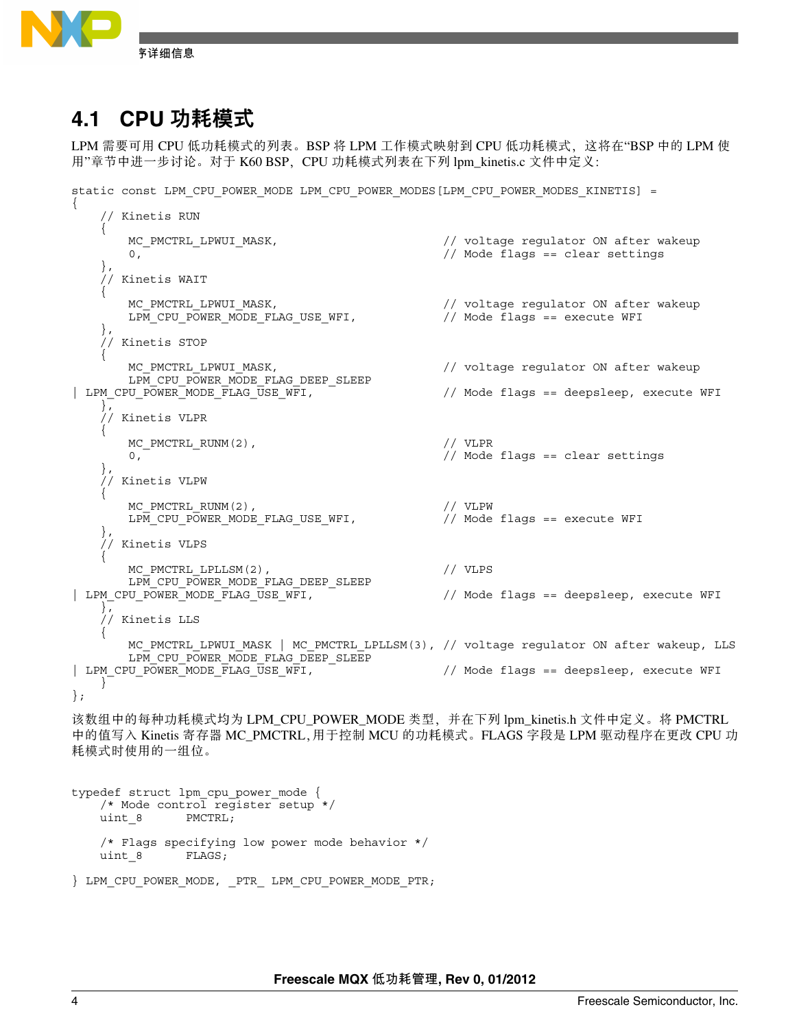## 4.1 CPU 功耗模式

LPM 需要可用 CPU 低功耗模式的列表。BSP 将 LPM 工作模式映射到 CPU 低功耗模式，这将在"BSP 中的 LPM 使用"章节中进一步讨论。对于 K60 BSP，CPU 功耗模式列表在下列 lpm_kinetis.c 文件中定义：

```
static const LPM_CPU_POWER_MODE LPM_CPU_POWER_MODES[LPM_CPU_POWER_MODES_KINETIS] =
{
    // Kinetis RUN
    {
        MC_PMCTRL_LPWUI_MASK,                        // voltage regulator ON after wakeup
        0,                                           // Mode flags == clear settings
    },
    // Kinetis WAIT
    {
        MC_PMCTRL_LPWUI_MASK,                        // voltage regulator ON after wakeup
        LPM_CPU_POWER_MODE_FLAG_USE_WFI,             // Mode flags == execute WFI
    },
    // Kinetis STOP
    {
        MC_PMCTRL_LPWUI_MASK,                        // voltage regulator ON after wakeup
        LPM_CPU_POWER_MODE_FLAG_DEEP_SLEEP
| LPM_CPU_POWER_MODE_FLAG_USE_WFI,                   // Mode flags == deepsleep, execute WFI
    },
    // Kinetis VLPR
    {
        MC_PMCTRL_RUNM(2),                           // VLPR
        0,                                           // Mode flags == clear settings
    },
    // Kinetis VLPW
    {
        MC_PMCTRL_RUNM(2),                           // VLPW
        LPM_CPU_POWER_MODE_FLAG_USE_WFI,             // Mode flags == execute WFI
    },
    // Kinetis VLPS
    {
        MC_PMCTRL_LPLLSM(2),                         // VLPS
        LPM_CPU_POWER_MODE_FLAG_DEEP_SLEEP
| LPM_CPU_POWER_MODE_FLAG_USE_WFI,                   // Mode flags == deepsleep, execute WFI
    },
    // Kinetis LLS
    {
        MC_PMCTRL_LPWUI_MASK | MC_PMCTRL_LPLLSM(3), // voltage regulator ON after wakeup, LLS
        LPM_CPU_POWER_MODE_FLAG_DEEP_SLEEP
| LPM_CPU_POWER_MODE_FLAG_USE_WFI,                   // Mode flags == deepsleep, execute WFI
    }
};
```

该数组中的每种功耗模式均为 LPM_CPU_POWER_MODE 类型，并在下列 lpm_kinetis.h 文件中定义。将 PMCTRL 中的值写入 Kinetis 寄存器 MC_PMCTRL，用于控制 MCU 的功耗模式。FLAGS 字段是 LPM 驱动程序在更改 CPU 功耗模式时使用的一组位。

```
typedef struct lpm_cpu_power_mode {
    /* Mode control register setup */
    uint_8      PMCTRL;

    /* Flags specifying low power mode behavior */
    uint_8      FLAGS;

} LPM_CPU_POWER_MODE, _PTR_ LPM_CPU_POWER_MODE_PTR;
```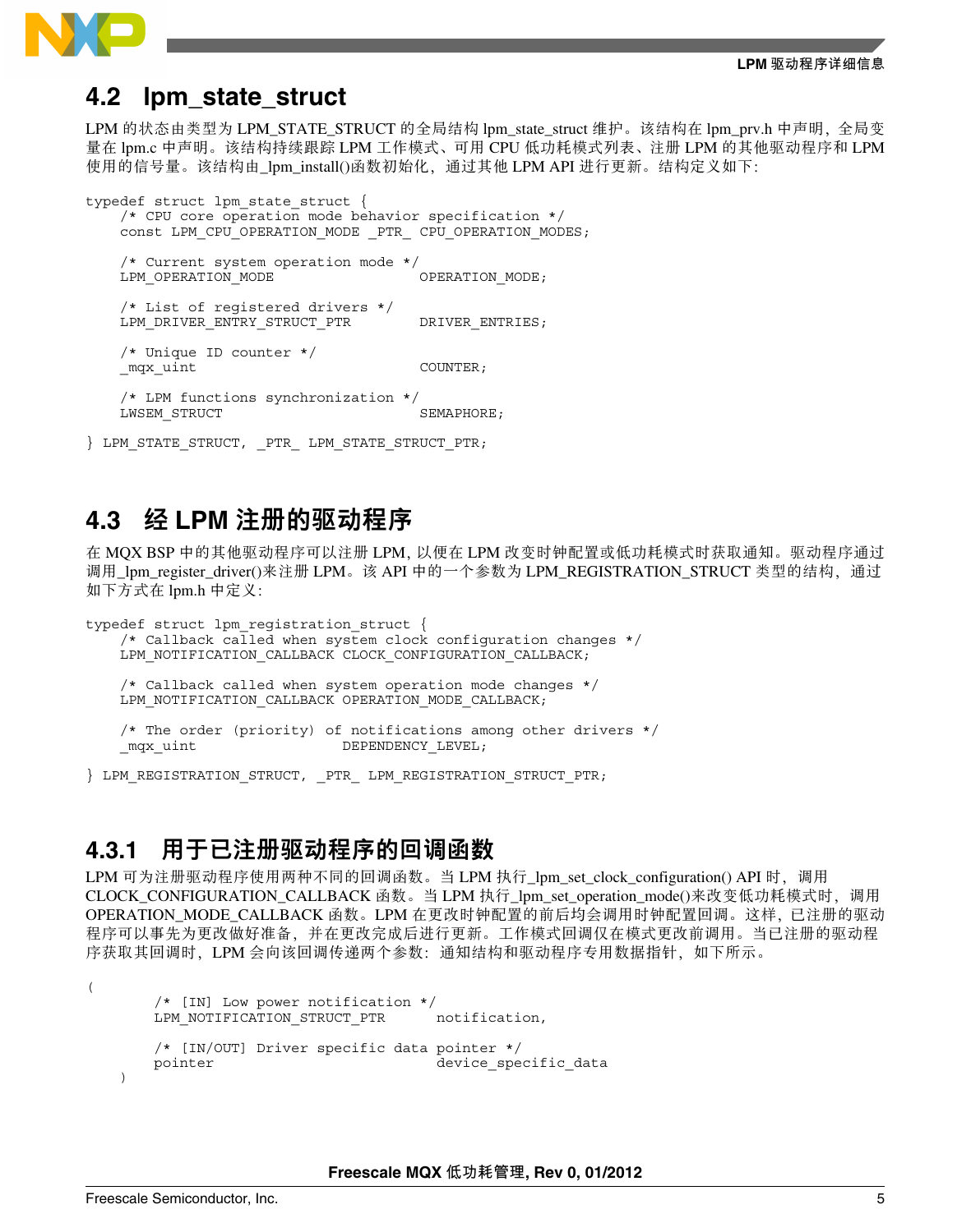## 4.2 lpm_state_struct

LPM 的状态由类型为 LPM_STATE_STRUCT 的全局结构 lpm_state_struct 维护。该结构在 lpm_prv.h 中声明，全局变量在 lpm.c 中声明。该结构持续跟踪 LPM 工作模式、可用 CPU 低功耗模式列表、注册 LPM 的其他驱动程序和 LPM 使用的信号量。该结构由_lpm_install()函数初始化，通过其他 LPM API 进行更新。结构定义如下:

```
typedef struct lpm_state_struct {
    /* CPU core operation mode behavior specification */
    const LPM_CPU_OPERATION_MODE _PTR_ CPU_OPERATION_MODES;

    /* Current system operation mode */
    LPM_OPERATION_MODE                 OPERATION_MODE;

    /* List of registered drivers */
    LPM_DRIVER_ENTRY_STRUCT_PTR        DRIVER_ENTRIES;

    /* Unique ID counter */
    _mqx_uint                          COUNTER;

    /* LPM functions synchronization */
    LWSEM_STRUCT                       SEMAPHORE;

} LPM_STATE_STRUCT, _PTR_ LPM_STATE_STRUCT_PTR;
```

## 4.3 经 LPM 注册的驱动程序

在 MQX BSP 中的其他驱动程序可以注册 LPM, 以便在 LPM 改变时钟配置或低功耗模式时获取通知。驱动程序通过调用_lpm_register_driver()来注册 LPM。该 API 中的一个参数为 LPM_REGISTRATION_STRUCT 类型的结构，通过如下方式在 lpm.h 中定义:

```
typedef struct lpm_registration_struct {
    /* Callback called when system clock configuration changes */
    LPM_NOTIFICATION_CALLBACK CLOCK_CONFIGURATION_CALLBACK;

    /* Callback called when system operation mode changes */
    LPM_NOTIFICATION_CALLBACK OPERATION_MODE_CALLBACK;

    /* The order (priority) of notifications among other drivers */
    _mqx_uint                 DEPENDENCY_LEVEL;

} LPM_REGISTRATION_STRUCT, _PTR_ LPM_REGISTRATION_STRUCT_PTR;
```

### 4.3.1 用于已注册驱动程序的回调函数

LPM 可为注册驱动程序使用两种不同的回调函数。当 LPM 执行_lpm_set_clock_configuration() API 时，调用 CLOCK_CONFIGURATION_CALLBACK 函数。当 LPM 执行_lpm_set_operation_mode()来改变低功耗模式时，调用 OPERATION_MODE_CALLBACK 函数。LPM 在更改时钟配置的前后均会调用时钟配置回调。这样，已注册的驱动程序可以事先为更改做好准备，并在更改完成后进行更新。工作模式回调仅在模式更改前调用。当已注册的驱动程序获取其回调时，LPM 会向该回调传递两个参数：通知结构和驱动程序专用数据指针，如下所示。

```
(
        /* [IN] Low power notification */
        LPM_NOTIFICATION_STRUCT_PTR      notification,

        /* [IN/OUT] Driver specific data pointer */
        pointer                          device_specific_data
    )
```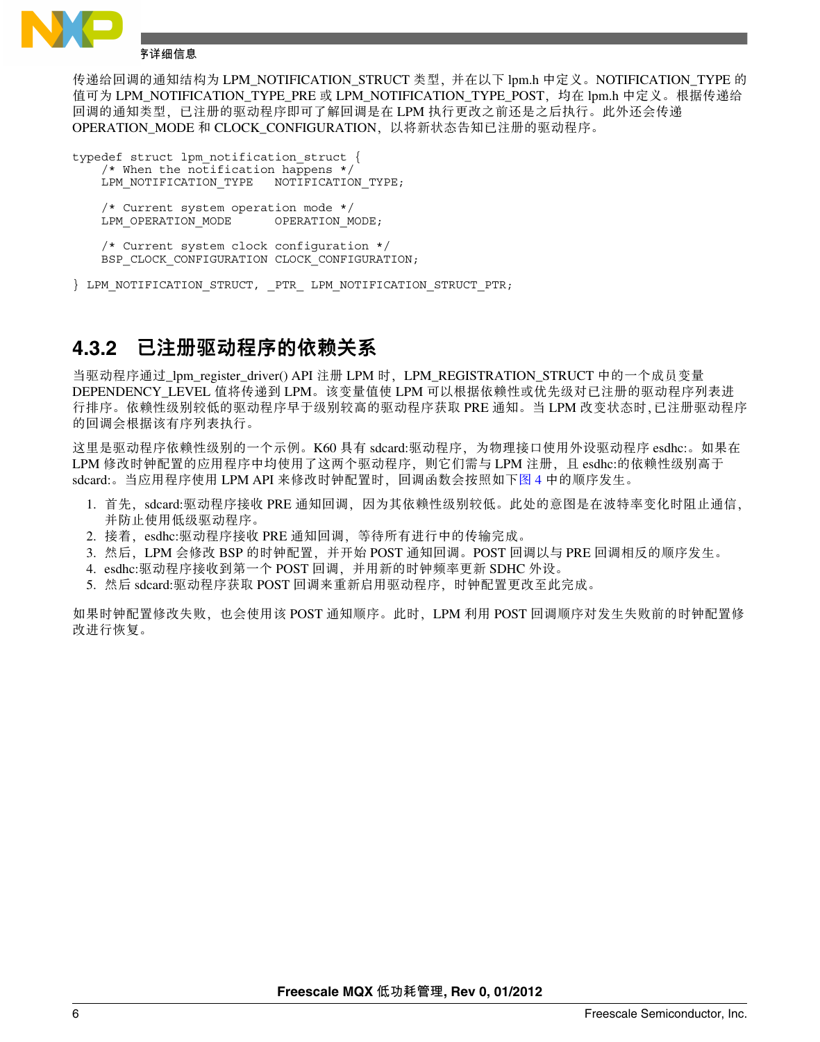传递给回调的通知结构为 LPM_NOTIFICATION_STRUCT 类型，并在以下 lpm.h 中定义。NOTIFICATION_TYPE 的值可为 LPM_NOTIFICATION_TYPE_PRE 或 LPM_NOTIFICATION_TYPE_POST，均在 lpm.h 中定义。根据传递给回调的通知类型，已注册的驱动程序即可了解回调是在 LPM 执行更改之前还是之后执行。此外还会传递 OPERATION_MODE 和 CLOCK_CONFIGURATION，以将新状态告知已注册的驱动程序。

```
typedef struct lpm_notification_struct {
    /* When the notification happens */
    LPM_NOTIFICATION_TYPE   NOTIFICATION_TYPE;

    /* Current system operation mode */
    LPM_OPERATION_MODE      OPERATION_MODE;

    /* Current system clock configuration */
    BSP_CLOCK_CONFIGURATION CLOCK_CONFIGURATION;

} LPM_NOTIFICATION_STRUCT, _PTR_ LPM_NOTIFICATION_STRUCT_PTR;
```

## 4.3.2 已注册驱动程序的依赖关系

当驱动程序通过_lpm_register_driver() API 注册 LPM 时，LPM_REGISTRATION_STRUCT 中的一个成员变量 DEPENDENCY_LEVEL 值将传递到 LPM。该变量值使 LPM 可以根据依赖性或优先级对已注册的驱动程序列表进行排序。依赖性级别较低的驱动程序早于级别较高的驱动程序获取 PRE 通知。当 LPM 改变状态时，已注册驱动程序的回调会根据该有序列表执行。

这里是驱动程序依赖性级别的一个示例。K60 具有 sdcard:驱动程序，为物理接口使用外设驱动程序 esdhc:。如果在 LPM 修改时钟配置的应用程序中均使用了这两个驱动程序，则它们需与 LPM 注册，且 esdhc:的依赖性级别高于 sdcard:。当应用程序使用 LPM API 来修改时钟配置时，回调函数会按照如下图 4 中的顺序发生。

1. 首先，sdcard:驱动程序接收 PRE 通知回调，因为其依赖性级别较低。此处的意图是在波特率变化时阻止通信，并防止使用低级驱动程序。
2. 接着，esdhc:驱动程序接收 PRE 通知回调，等待所有进行中的传输完成。
3. 然后，LPM 会修改 BSP 的时钟配置，并开始 POST 通知回调。POST 回调以与 PRE 回调相反的顺序发生。
4. esdhc:驱动程序接收到第一个 POST 回调，并用新的时钟频率更新 SDHC 外设。
5. 然后 sdcard:驱动程序获取 POST 回调来重新启用驱动程序，时钟配置更改至此完成。

如果时钟配置修改失败，也会使用该 POST 通知顺序。此时，LPM 利用 POST 回调顺序对发生失败前的时钟配置修改进行恢复。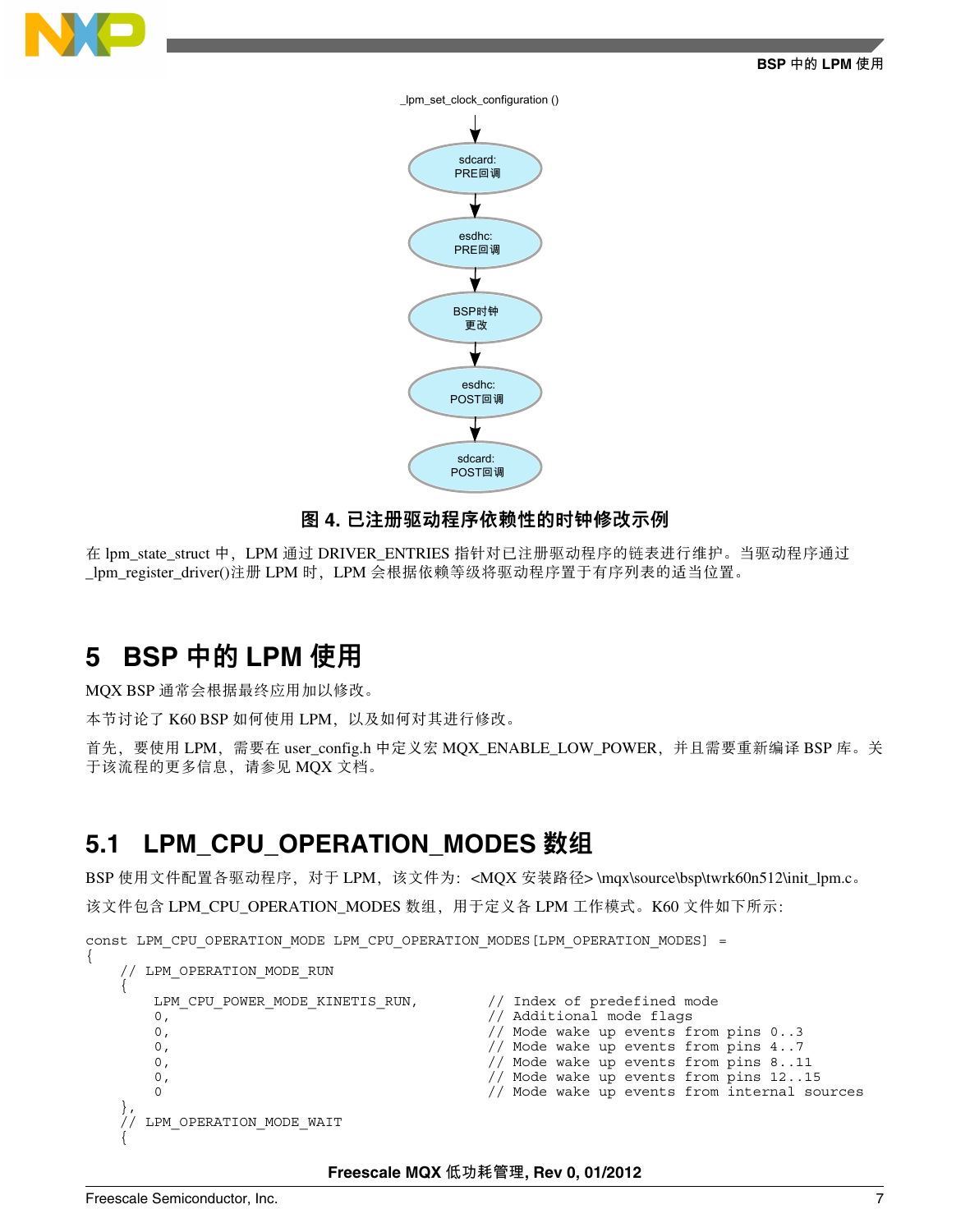_lpm_set_clock_configuration ()

sdcard: PRE回调 → esdhc: PRE回调 → BSP时钟更改 → esdhc: POST回调 → sdcard: POST回调

**图 4. 已注册驱动程序依赖性的时钟修改示例**

在 lpm_state_struct 中，LPM 通过 DRIVER_ENTRIES 指针对已注册驱动程序的链表进行维护。当驱动程序通过 _lpm_register_driver()注册 LPM 时，LPM 会根据依赖等级将驱动程序置于有序列表的适当位置。

# 5 BSP 中的 LPM 使用

MQX BSP 通常会根据最终应用加以修改。

本节讨论了 K60 BSP 如何使用 LPM，以及如何对其进行修改。

首先，要使用 LPM，需要在 user_config.h 中定义宏 MQX_ENABLE_LOW_POWER，并且需要重新编译 BSP 库。关于该流程的更多信息，请参见 MQX 文档。

## 5.1 LPM_CPU_OPERATION_MODES 数组

BSP 使用文件配置各驱动程序，对于 LPM，该文件为：<MQX 安装路径> \mqx\source\bsp\twrk60n512\init_lpm.c。

该文件包含 LPM_CPU_OPERATION_MODES 数组，用于定义各 LPM 工作模式。K60 文件如下所示：

```
const LPM_CPU_OPERATION_MODE LPM_CPU_OPERATION_MODES[LPM_OPERATION_MODES] =
{
    // LPM_OPERATION_MODE_RUN
    {
        LPM_CPU_POWER_MODE_KINETIS_RUN,         // Index of predefined mode
        0,                                      // Additional mode flags
        0,                                      // Mode wake up events from pins 0..3
        0,                                      // Mode wake up events from pins 4..7
        0,                                      // Mode wake up events from pins 8..11
        0,                                      // Mode wake up events from pins 12..15
        0                                       // Mode wake up events from internal sources
    },
    // LPM_OPERATION_MODE_WAIT
    {
```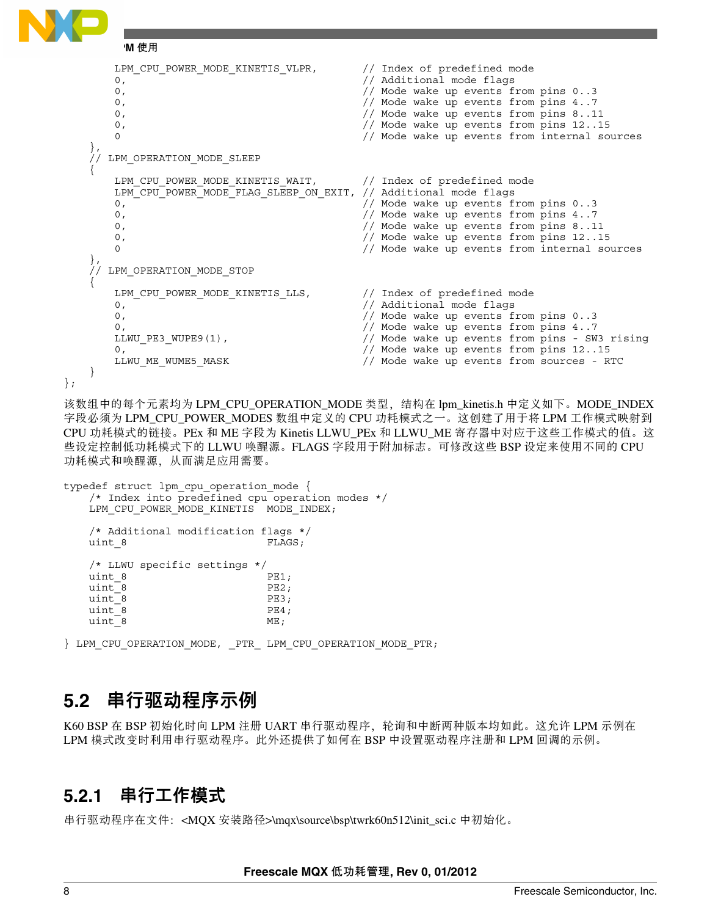```
        LPM_CPU_POWER_MODE_KINETIS_VLPR,       // Index of predefined mode
        0,                                     // Additional mode flags
        0,                                     // Mode wake up events from pins 0..3
        0,                                     // Mode wake up events from pins 4..7
        0,                                     // Mode wake up events from pins 8..11
        0,                                     // Mode wake up events from pins 12..15
        0                                      // Mode wake up events from internal sources
    },
    // LPM_OPERATION_MODE_SLEEP
    {
        LPM_CPU_POWER_MODE_KINETIS_WAIT,       // Index of predefined mode
        LPM_CPU_POWER_MODE_FLAG_SLEEP_ON_EXIT, // Additional mode flags
        0,                                     // Mode wake up events from pins 0..3
        0,                                     // Mode wake up events from pins 4..7
        0,                                     // Mode wake up events from pins 8..11
        0,                                     // Mode wake up events from pins 12..15
        0                                      // Mode wake up events from internal sources
    },
    // LPM_OPERATION_MODE_STOP
    {
        LPM_CPU_POWER_MODE_KINETIS_LLS,        // Index of predefined mode
        0,                                     // Additional mode flags
        0,                                     // Mode wake up events from pins 0..3
        0,                                     // Mode wake up events from pins 4..7
        LLWU_PE3_WUPE9(1),                     // Mode wake up events from pins - SW3 rising
        0,                                     // Mode wake up events from pins 12..15
        LLWU_ME_WUME5_MASK                     // Mode wake up events from sources - RTC
    }
};
```

该数组中的每个元素均为 LPM_CPU_OPERATION_MODE 类型，结构在 lpm_kinetis.h 中定义如下。MODE_INDEX 字段必须为 LPM_CPU_POWER_MODES 数组中定义的 CPU 功耗模式之一。这创建了用于将 LPM 工作模式映射到 CPU 功耗模式的链接。PEx 和 ME 字段为 Kinetis LLWU_PEx 和 LLWU_ME 寄存器中对应于这些工作模式的值。这些设定控制低功耗模式下的 LLWU 唤醒源。FLAGS 字段用于附加标志。可修改这些 BSP 设定来使用不同的 CPU 功耗模式和唤醒源，从而满足应用需要。

```
typedef struct lpm_cpu_operation_mode {
    /* Index into predefined cpu operation modes */
    LPM_CPU_POWER_MODE_KINETIS   MODE_INDEX;

    /* Additional modification flags */
    uint_8                       FLAGS;

    /* LLWU specific settings */
    uint_8                       PE1;
    uint_8                       PE2;
    uint_8                       PE3;
    uint_8                       PE4;
    uint_8                       ME;

} LPM_CPU_OPERATION_MODE, _PTR_ LPM_CPU_OPERATION_MODE_PTR;
```

## 5.2 串行驱动程序示例

K60 BSP 在 BSP 初始化时向 LPM 注册 UART 串行驱动程序，轮询和中断两种版本均如此。这允许 LPM 示例在 LPM 模式改变时利用串行驱动程序。此外还提供了如何在 BSP 中设置驱动程序注册和 LPM 回调的示例。

### 5.2.1 串行工作模式

串行驱动程序在文件：<MQX 安装路径>\mqx\source\bsp\twrk60n512\init_sci.c 中初始化。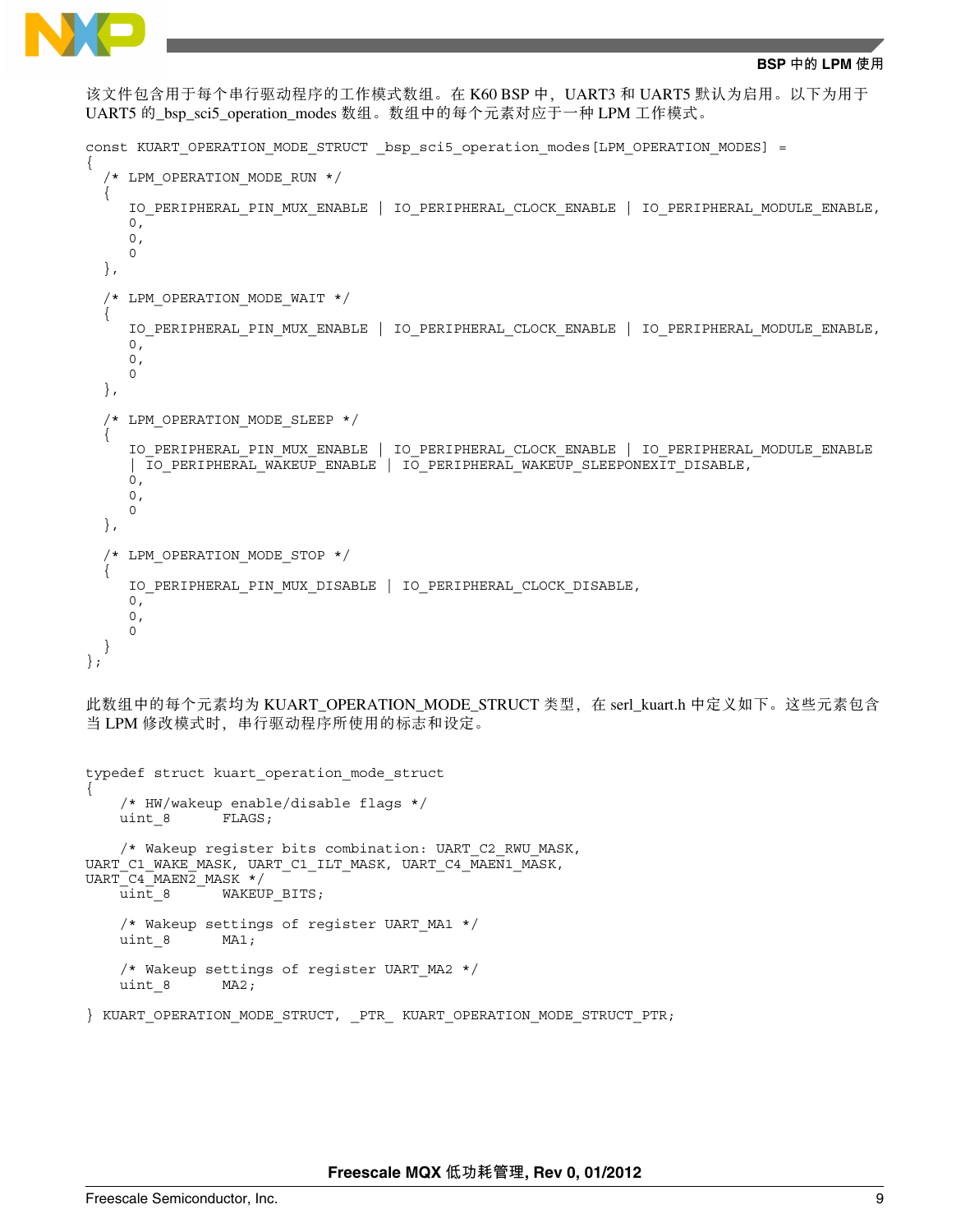该文件包含用于每个串行驱动程序的工作模式数组。在 K60 BSP 中，UART3 和 UART5 默认为启用。以下为用于 UART5 的_bsp_sci5_operation_modes 数组。数组中的每个元素对应于一种 LPM 工作模式。

```
const KUART_OPERATION_MODE_STRUCT _bsp_sci5_operation_modes[LPM_OPERATION_MODES] =
{
  /* LPM_OPERATION_MODE_RUN */
  {
     IO_PERIPHERAL_PIN_MUX_ENABLE | IO_PERIPHERAL_CLOCK_ENABLE | IO_PERIPHERAL_MODULE_ENABLE,
     0,
     0,
     0
  },

  /* LPM_OPERATION_MODE_WAIT */
  {
     IO_PERIPHERAL_PIN_MUX_ENABLE | IO_PERIPHERAL_CLOCK_ENABLE | IO_PERIPHERAL_MODULE_ENABLE,
     0,
     0,
     0
  },

  /* LPM_OPERATION_MODE_SLEEP */
  {
     IO_PERIPHERAL_PIN_MUX_ENABLE | IO_PERIPHERAL_CLOCK_ENABLE | IO_PERIPHERAL_MODULE_ENABLE
     | IO_PERIPHERAL_WAKEUP_ENABLE | IO_PERIPHERAL_WAKEUP_SLEEPONEXIT_DISABLE,
     0,
     0,
     0
  },

  /* LPM_OPERATION_MODE_STOP */
  {
     IO_PERIPHERAL_PIN_MUX_DISABLE | IO_PERIPHERAL_CLOCK_DISABLE,
     0,
     0,
     0
  }
};
```

此数组中的每个元素均为 KUART_OPERATION_MODE_STRUCT 类型，在 serl_kuart.h 中定义如下。这些元素包含当 LPM 修改模式时，串行驱动程序所使用的标志和设定。

```
typedef struct kuart_operation_mode_struct
{
    /* HW/wakeup enable/disable flags */
    uint_8      FLAGS;

    /* Wakeup register bits combination: UART_C2_RWU_MASK,
UART_C1_WAKE_MASK, UART_C1_ILT_MASK, UART_C4_MAEN1_MASK,
UART_C4_MAEN2_MASK */
    uint_8      WAKEUP_BITS;

    /* Wakeup settings of register UART_MA1 */
    uint_8      MA1;

    /* Wakeup settings of register UART_MA2 */
    uint_8      MA2;

} KUART_OPERATION_MODE_STRUCT, _PTR_ KUART_OPERATION_MODE_STRUCT_PTR;
```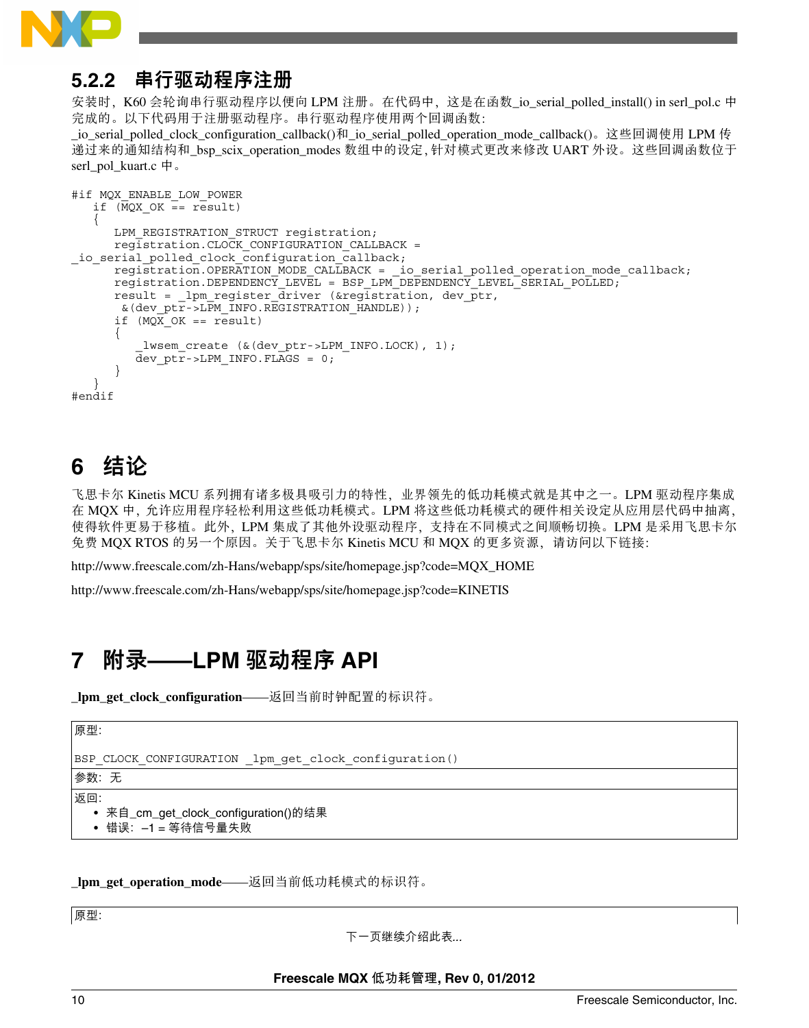### 5.2.2 串行驱动程序注册

安装时，K60 会轮询串行驱动程序以便向 LPM 注册。在代码中，这是在函数_io_serial_polled_install() in serl_pol.c 中完成的。以下代码用于注册驱动程序。串行驱动程序使用两个回调函数：_io_serial_polled_clock_configuration_callback()和_io_serial_polled_operation_mode_callback()。这些回调使用 LPM 传递过来的通知结构和_bsp_scix_operation_modes 数组中的设定，针对模式更改来修改 UART 外设。这些回调函数位于 serl_pol_kuart.c 中。

```
#if MQX_ENABLE_LOW_POWER
   if (MQX_OK == result)
   {
      LPM_REGISTRATION_STRUCT registration;
      registration.CLOCK_CONFIGURATION_CALLBACK =
_io_serial_polled_clock_configuration_callback;
      registration.OPERATION_MODE_CALLBACK = _io_serial_polled_operation_mode_callback;
      registration.DEPENDENCY_LEVEL = BSP_LPM_DEPENDENCY_LEVEL_SERIAL_POLLED;
      result = _lpm_register_driver (&registration, dev_ptr,
       &(dev_ptr->LPM_INFO.REGISTRATION_HANDLE));
      if (MQX_OK == result)
      {
         _lwsem_create (&(dev_ptr->LPM_INFO.LOCK), 1);
         dev_ptr->LPM_INFO.FLAGS = 0;
      }
   }
#endif
```

# 6 结论

飞思卡尔 Kinetis MCU 系列拥有诸多极具吸引力的特性，业界领先的低功耗模式就是其中之一。LPM 驱动程序集成在 MQX 中，允许应用程序轻松利用这些低功耗模式。LPM 将这些低功耗模式的硬件相关设定从应用层代码中抽离，使得软件更易于移植。此外，LPM 集成了其他外设驱动程序，支持在不同模式之间顺畅切换。LPM 是采用飞思卡尔免费 MQX RTOS 的另一个原因。关于飞思卡尔 Kinetis MCU 和 MQX 的更多资源，请访问以下链接：

http://www.freescale.com/zh-Hans/webapp/sps/site/homepage.jsp?code=MQX_HOME

http://www.freescale.com/zh-Hans/webapp/sps/site/homepage.jsp?code=KINETIS

# 7 附录——LPM 驱动程序 API

**_lpm_get_clock_configuration**——返回当前时钟配置的标识符。

| |
|---|
| 原型：<br><br>`BSP_CLOCK_CONFIGURATION _lpm_get_clock_configuration()` |
| 参数：无 |
| 返回：<br>• 来自_cm_get_clock_configuration()的结果<br>• 错误：–1 = 等待信号量失败 |

**_lpm_get_operation_mode**——返回当前低功耗模式的标识符。

| |
|---|
| 原型： |

下一页继续介绍此表...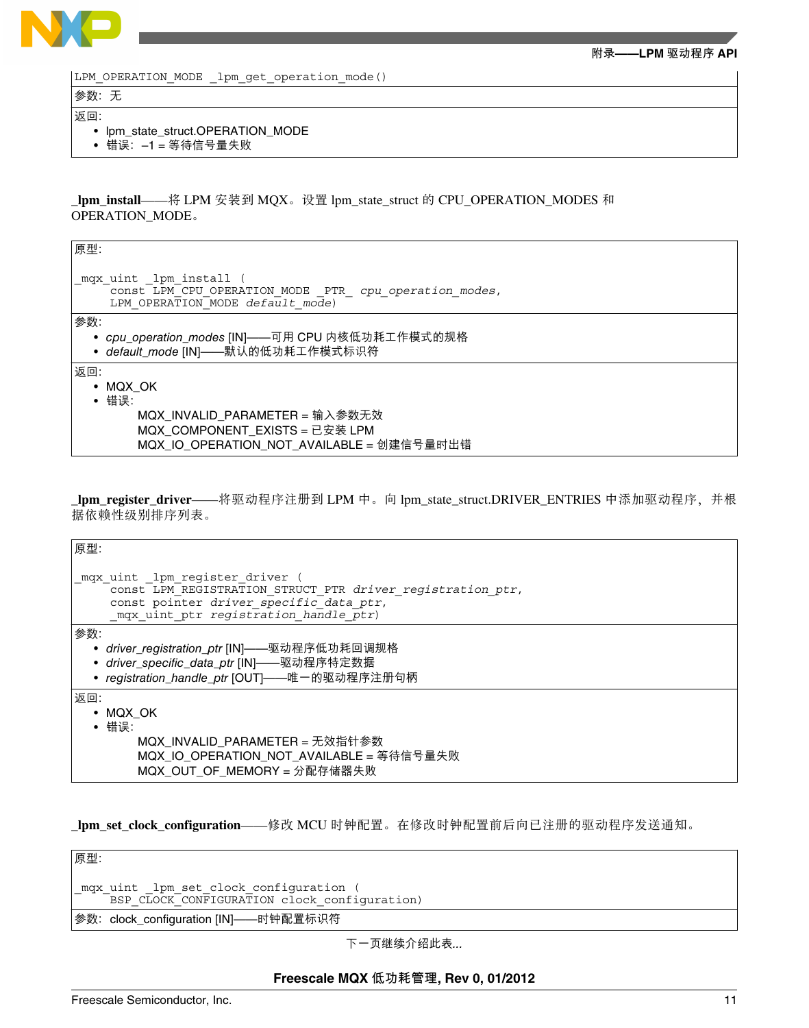```
LPM_OPERATION_MODE _lpm_get_operation_mode()
```

参数：无

返回：
- lpm_state_struct.OPERATION_MODE
- 错误：–1 = 等待信号量失败

**_lpm_install**——将 LPM 安装到 MQX。设置 lpm_state_struct 的 CPU_OPERATION_MODES 和 OPERATION_MODE。

原型：

```
_mqx_uint _lpm_install (
     const LPM_CPU_OPERATION_MODE _PTR_ cpu_operation_modes,
     LPM_OPERATION_MODE default_mode)
```

参数：
- *cpu_operation_modes* [IN]——可用 CPU 内核低功耗工作模式的规格
- *default_mode* [IN]——默认的低功耗工作模式标识符

返回：
- MQX_OK
- 错误：
  - MQX_INVALID_PARAMETER = 输入参数无效
  - MQX_COMPONENT_EXISTS = 已安装 LPM
  - MQX_IO_OPERATION_NOT_AVAILABLE = 创建信号量时出错

**_lpm_register_driver**——将驱动程序注册到 LPM 中。向 lpm_state_struct.DRIVER_ENTRIES 中添加驱动程序，并根据依赖性级别排序列表。

原型：

```
_mqx_uint _lpm_register_driver (
     const LPM_REGISTRATION_STRUCT_PTR driver_registration_ptr,
     const pointer driver_specific_data_ptr,
     _mqx_uint_ptr registration_handle_ptr)
```

参数：
- *driver_registration_ptr* [IN]——驱动程序低功耗回调规格
- *driver_specific_data_ptr* [IN]——驱动程序特定数据
- *registration_handle_ptr* [OUT]——唯一的驱动程序注册句柄

返回：
- MQX_OK
- 错误：
  - MQX_INVALID_PARAMETER = 无效指针参数
  - MQX_IO_OPERATION_NOT_AVAILABLE = 等待信号量失败
  - MQX_OUT_OF_MEMORY = 分配存储器失败

**_lpm_set_clock_configuration**——修改 MCU 时钟配置。在修改时钟配置前后向已注册的驱动程序发送通知。

原型：

```
_mqx_uint _lpm_set_clock_configuration (
     BSP_CLOCK_CONFIGURATION clock_configuration)
```

参数：clock_configuration [IN]——时钟配置标识符

下一页继续介绍此表...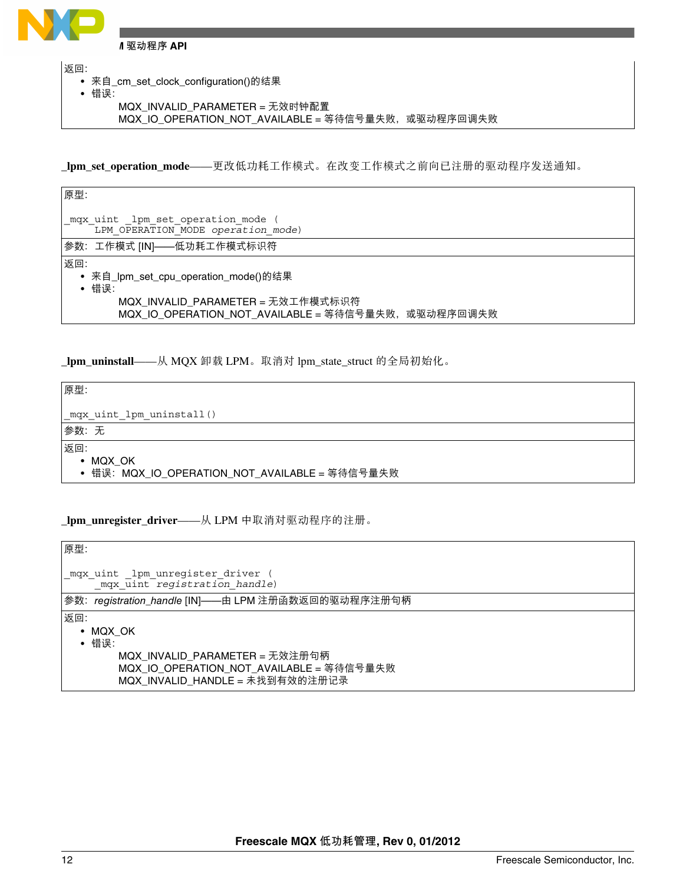返回：
- 来自_cm_set_clock_configuration()的结果
- 错误：

  MQX_INVALID_PARAMETER = 无效时钟配置
  MQX_IO_OPERATION_NOT_AVAILABLE = 等待信号量失败，或驱动程序回调失败

**_lpm_set_operation_mode**——更改低功耗工作模式。在改变工作模式之前向已注册的驱动程序发送通知。

原型：

```
_mqx_uint _lpm_set_operation_mode (
     LPM_OPERATION_MODE operation_mode)
```

参数：工作模式 [IN]——低功耗工作模式标识符

返回：
- 来自_lpm_set_cpu_operation_mode()的结果
- 错误：

  MQX_INVALID_PARAMETER = 无效工作模式标识符
  MQX_IO_OPERATION_NOT_AVAILABLE = 等待信号量失败，或驱动程序回调失败

**_lpm_uninstall**——从 MQX 卸载 LPM。取消对 lpm_state_struct 的全局初始化。

原型：

```
_mqx_uint_lpm_uninstall()
```

参数：无

返回：
- MQX_OK
- 错误：MQX_IO_OPERATION_NOT_AVAILABLE = 等待信号量失败

**_lpm_unregister_driver**——从 LPM 中取消对驱动程序的注册。

原型：

```
_mqx_uint _lpm_unregister_driver (
     _mqx_uint registration_handle)
```

参数：*registration_handle* [IN]——由 LPM 注册函数返回的驱动程序注册句柄

返回：
- MQX_OK
- 错误：

  MQX_INVALID_PARAMETER = 无效注册句柄
  MQX_IO_OPERATION_NOT_AVAILABLE = 等待信号量失败
  MQX_INVALID_HANDLE = 未找到有效的注册记录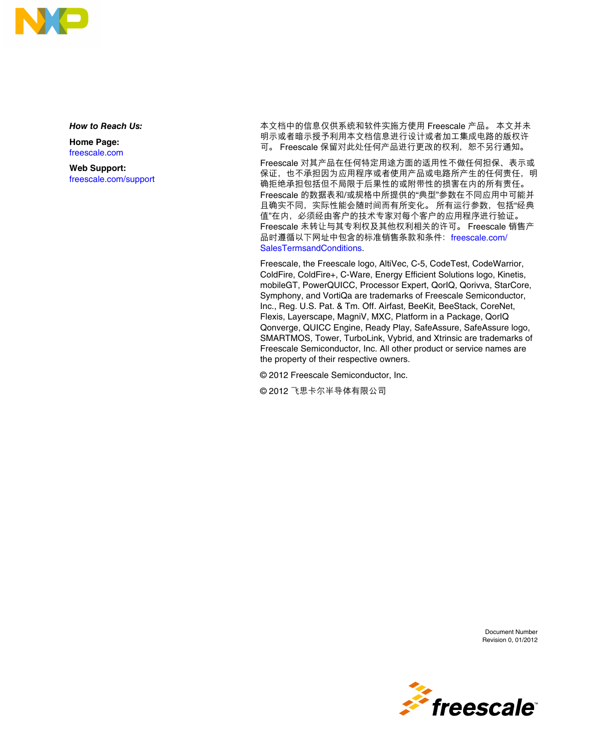***How to Reach Us:***

**Home Page:**
freescale.com

**Web Support:**
freescale.com/support

本文档中的信息仅供系统和软件实施方使用 Freescale 产品。 本文并未明示或者暗示授予利用本文档信息进行设计或者加工集成电路的版权许可。 Freescale 保留对此处任何产品进行更改的权利，恕不另行通知。

Freescale 对其产品在任何特定用途方面的适用性不做任何担保、表示或保证，也不承担因为应用程序或者使用产品或电路所产生的任何责任，明确拒绝承担包括但不局限于后果性的或附带性的损害在内的所有责任。Freescale 的数据表和/或规格中所提供的"典型"参数在不同应用中可能并且确实不同，实际性能会随时间而有所变化。 所有运行参数，包括"经典值"在内，必须经由客户的技术专家对每个客户的应用程序进行验证。Freescale 未转让与其专利权及其他权利相关的许可。 Freescale 销售产品时遵循以下网址中包含的标准销售条款和条件：freescale.com/SalesTermsandConditions.

Freescale, the Freescale logo, AltiVec, C-5, CodeTest, CodeWarrior, ColdFire, ColdFire+, C-Ware, Energy Efficient Solutions logo, Kinetis, mobileGT, PowerQUICC, Processor Expert, QorIQ, Qorivva, StarCore, Symphony, and VortiQa are trademarks of Freescale Semiconductor, Inc., Reg. U.S. Pat. & Tm. Off. Airfast, BeeKit, BeeStack, CoreNet, Flexis, Layerscape, MagniV, MXC, Platform in a Package, QorIQ Qonverge, QUICC Engine, Ready Play, SafeAssure, SafeAssure logo, SMARTMOS, Tower, TurboLink, Vybrid, and Xtrinsic are trademarks of Freescale Semiconductor, Inc. All other product or service names are the property of their respective owners.

© 2012 Freescale Semiconductor, Inc.

© 2012 飞思卡尔半导体有限公司

Document Number
Revision 0, 01/2012